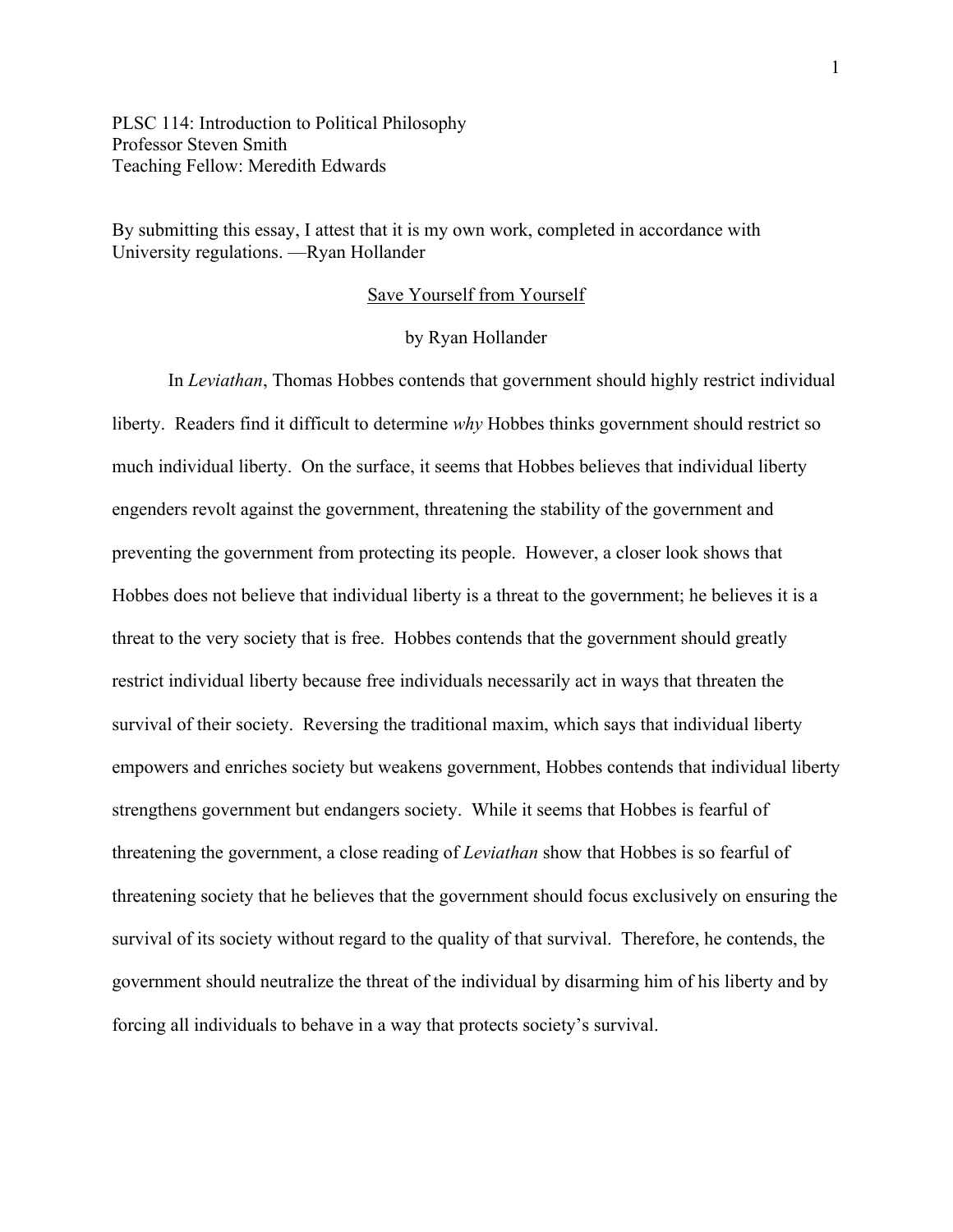PLSC 114: Introduction to Political Philosophy
Professor Steven Smith
Teaching Fellow: Meredith Edwards

By submitting this essay, I attest that it is my own work, completed in accordance with University regulations. —Ryan Hollander

<u>Save Yourself from Yourself</u>

by Ryan Hollander

In *Leviathan*, Thomas Hobbes contends that government should highly restrict individual liberty. Readers find it difficult to determine *why* Hobbes thinks government should restrict so much individual liberty. On the surface, it seems that Hobbes believes that individual liberty engenders revolt against the government, threatening the stability of the government and preventing the government from protecting its people. However, a closer look shows that Hobbes does not believe that individual liberty is a threat to the government; he believes it is a threat to the very society that is free. Hobbes contends that the government should greatly restrict individual liberty because free individuals necessarily act in ways that threaten the survival of their society. Reversing the traditional maxim, which says that individual liberty empowers and enriches society but weakens government, Hobbes contends that individual liberty strengthens government but endangers society. While it seems that Hobbes is fearful of threatening the government, a close reading of *Leviathan* show that Hobbes is so fearful of threatening society that he believes that the government should focus exclusively on ensuring the survival of its society without regard to the quality of that survival. Therefore, he contends, the government should neutralize the threat of the individual by disarming him of his liberty and by forcing all individuals to behave in a way that protects society's survival.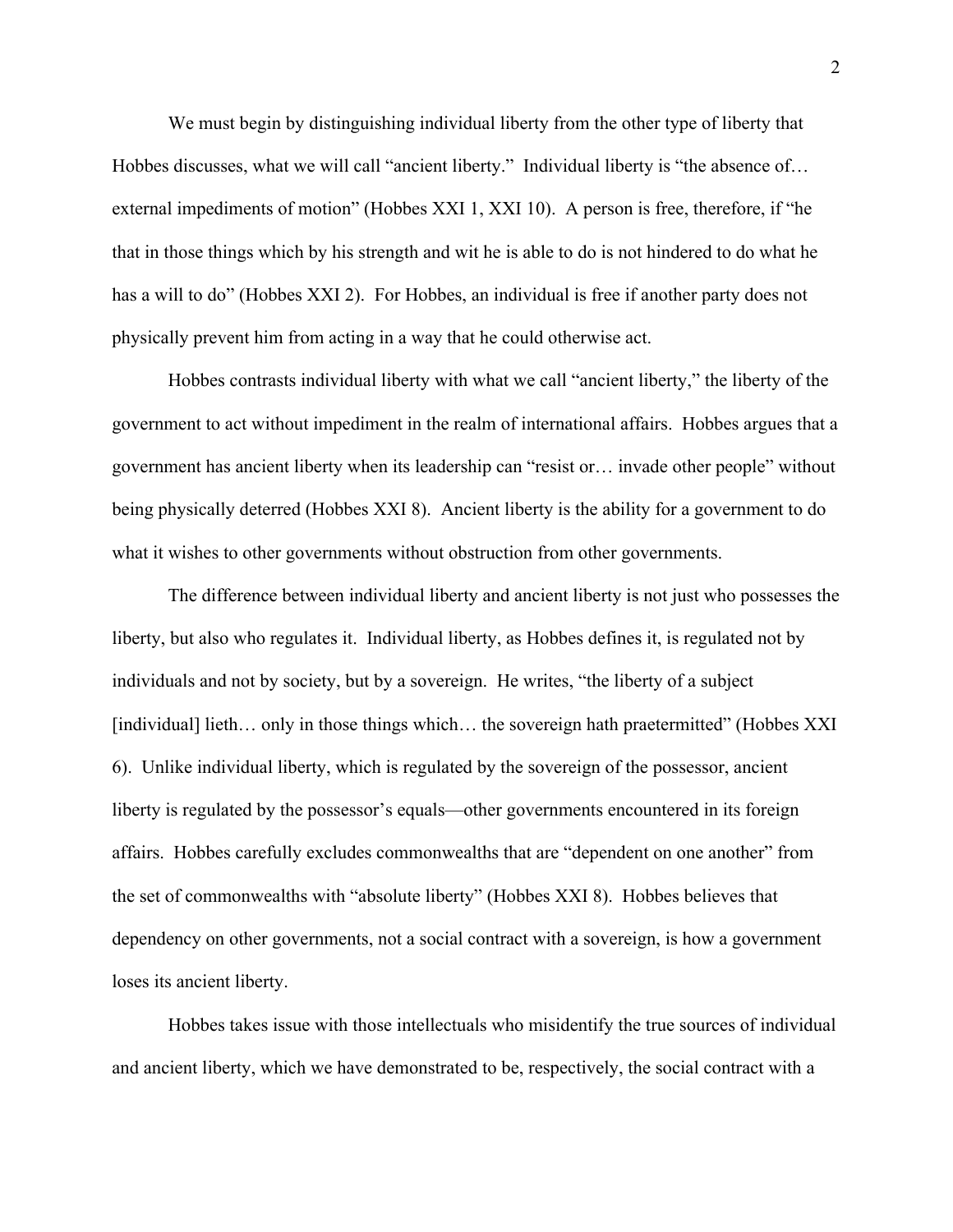We must begin by distinguishing individual liberty from the other type of liberty that Hobbes discusses, what we will call "ancient liberty." Individual liberty is "the absence of… external impediments of motion" (Hobbes XXI 1, XXI 10). A person is free, therefore, if "he that in those things which by his strength and wit he is able to do is not hindered to do what he has a will to do" (Hobbes XXI 2). For Hobbes, an individual is free if another party does not physically prevent him from acting in a way that he could otherwise act.

Hobbes contrasts individual liberty with what we call "ancient liberty," the liberty of the government to act without impediment in the realm of international affairs. Hobbes argues that a government has ancient liberty when its leadership can "resist or… invade other people" without being physically deterred (Hobbes XXI 8). Ancient liberty is the ability for a government to do what it wishes to other governments without obstruction from other governments.

The difference between individual liberty and ancient liberty is not just who possesses the liberty, but also who regulates it. Individual liberty, as Hobbes defines it, is regulated not by individuals and not by society, but by a sovereign. He writes, "the liberty of a subject [individual] lieth… only in those things which… the sovereign hath praetermitted" (Hobbes XXI 6). Unlike individual liberty, which is regulated by the sovereign of the possessor, ancient liberty is regulated by the possessor's equals—other governments encountered in its foreign affairs. Hobbes carefully excludes commonwealths that are "dependent on one another" from the set of commonwealths with "absolute liberty" (Hobbes XXI 8). Hobbes believes that dependency on other governments, not a social contract with a sovereign, is how a government loses its ancient liberty.

Hobbes takes issue with those intellectuals who misidentify the true sources of individual and ancient liberty, which we have demonstrated to be, respectively, the social contract with a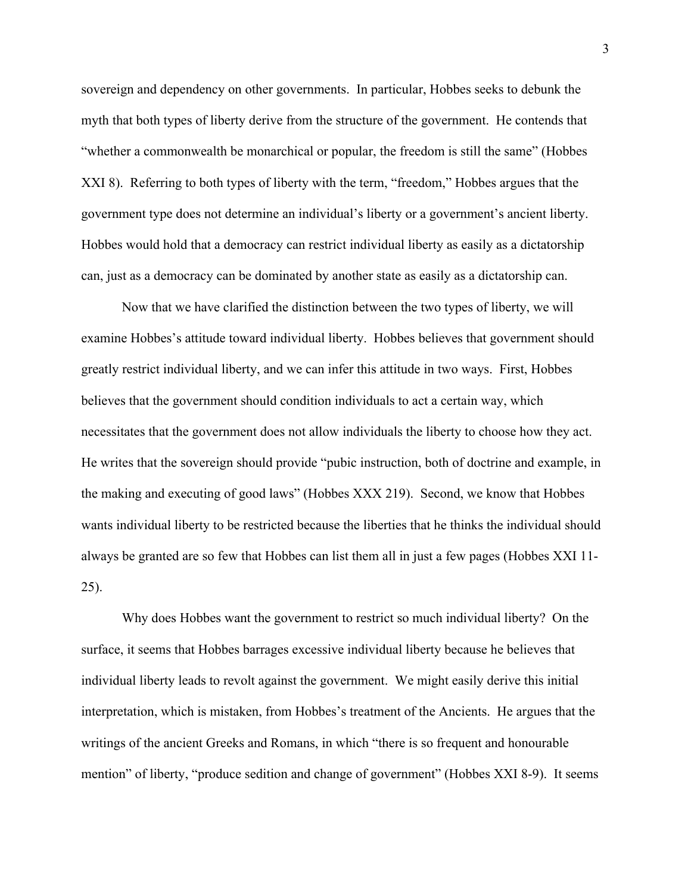sovereign and dependency on other governments. In particular, Hobbes seeks to debunk the myth that both types of liberty derive from the structure of the government. He contends that "whether a commonwealth be monarchical or popular, the freedom is still the same" (Hobbes XXI 8). Referring to both types of liberty with the term, "freedom," Hobbes argues that the government type does not determine an individual's liberty or a government's ancient liberty. Hobbes would hold that a democracy can restrict individual liberty as easily as a dictatorship can, just as a democracy can be dominated by another state as easily as a dictatorship can.

Now that we have clarified the distinction between the two types of liberty, we will examine Hobbes's attitude toward individual liberty. Hobbes believes that government should greatly restrict individual liberty, and we can infer this attitude in two ways. First, Hobbes believes that the government should condition individuals to act a certain way, which necessitates that the government does not allow individuals the liberty to choose how they act. He writes that the sovereign should provide "pubic instruction, both of doctrine and example, in the making and executing of good laws" (Hobbes XXX 219). Second, we know that Hobbes wants individual liberty to be restricted because the liberties that he thinks the individual should always be granted are so few that Hobbes can list them all in just a few pages (Hobbes XXI 11-25).

Why does Hobbes want the government to restrict so much individual liberty? On the surface, it seems that Hobbes barrages excessive individual liberty because he believes that individual liberty leads to revolt against the government. We might easily derive this initial interpretation, which is mistaken, from Hobbes's treatment of the Ancients. He argues that the writings of the ancient Greeks and Romans, in which "there is so frequent and honourable mention" of liberty, "produce sedition and change of government" (Hobbes XXI 8-9). It seems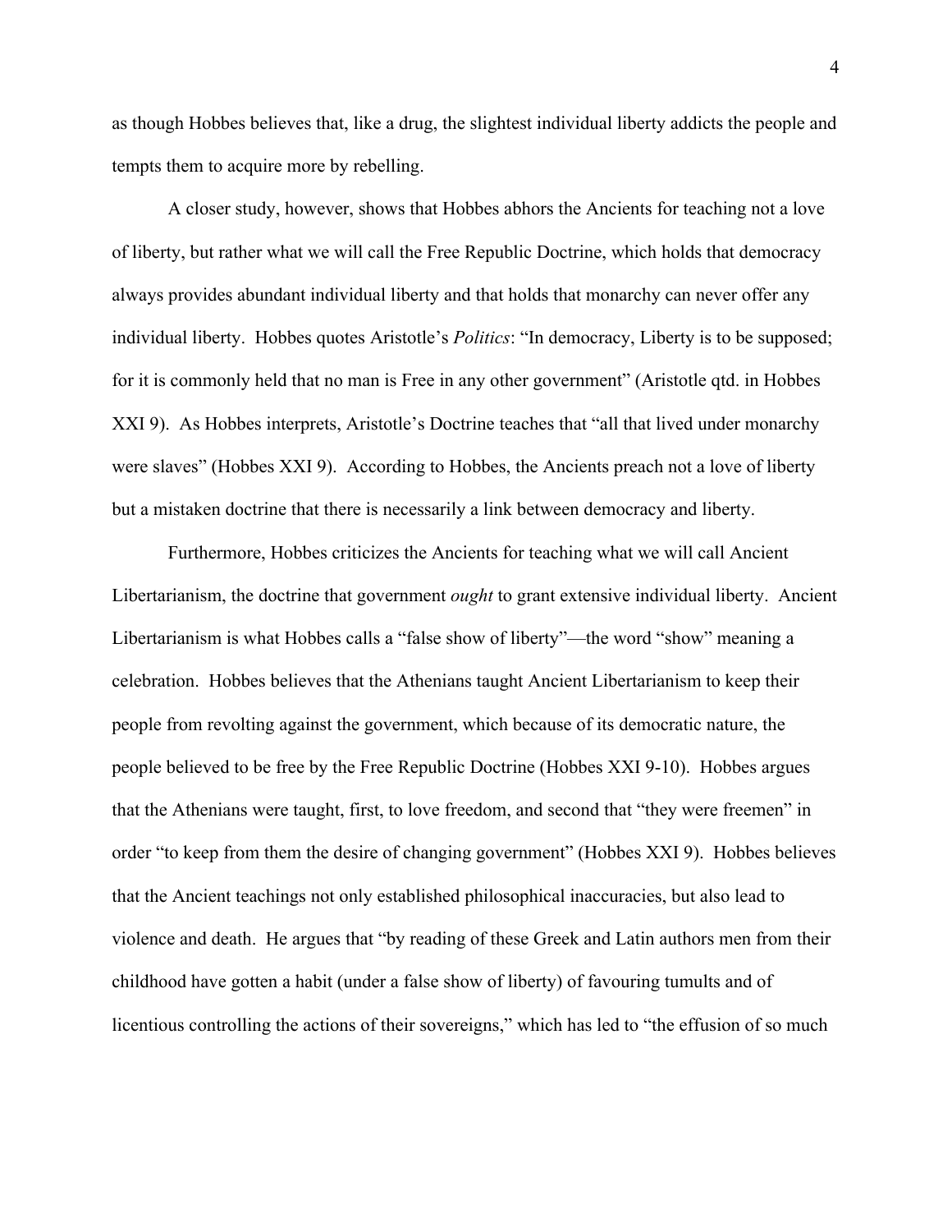as though Hobbes believes that, like a drug, the slightest individual liberty addicts the people and tempts them to acquire more by rebelling.

A closer study, however, shows that Hobbes abhors the Ancients for teaching not a love of liberty, but rather what we will call the Free Republic Doctrine, which holds that democracy always provides abundant individual liberty and that holds that monarchy can never offer any individual liberty. Hobbes quotes Aristotle's *Politics*: "In democracy, Liberty is to be supposed; for it is commonly held that no man is Free in any other government" (Aristotle qtd. in Hobbes XXI 9). As Hobbes interprets, Aristotle's Doctrine teaches that "all that lived under monarchy were slaves" (Hobbes XXI 9). According to Hobbes, the Ancients preach not a love of liberty but a mistaken doctrine that there is necessarily a link between democracy and liberty.

Furthermore, Hobbes criticizes the Ancients for teaching what we will call Ancient Libertarianism, the doctrine that government *ought* to grant extensive individual liberty. Ancient Libertarianism is what Hobbes calls a "false show of liberty"—the word "show" meaning a celebration. Hobbes believes that the Athenians taught Ancient Libertarianism to keep their people from revolting against the government, which because of its democratic nature, the people believed to be free by the Free Republic Doctrine (Hobbes XXI 9-10). Hobbes argues that the Athenians were taught, first, to love freedom, and second that "they were freemen" in order "to keep from them the desire of changing government" (Hobbes XXI 9). Hobbes believes that the Ancient teachings not only established philosophical inaccuracies, but also lead to violence and death. He argues that "by reading of these Greek and Latin authors men from their childhood have gotten a habit (under a false show of liberty) of favouring tumults and of licentious controlling the actions of their sovereigns," which has led to "the effusion of so much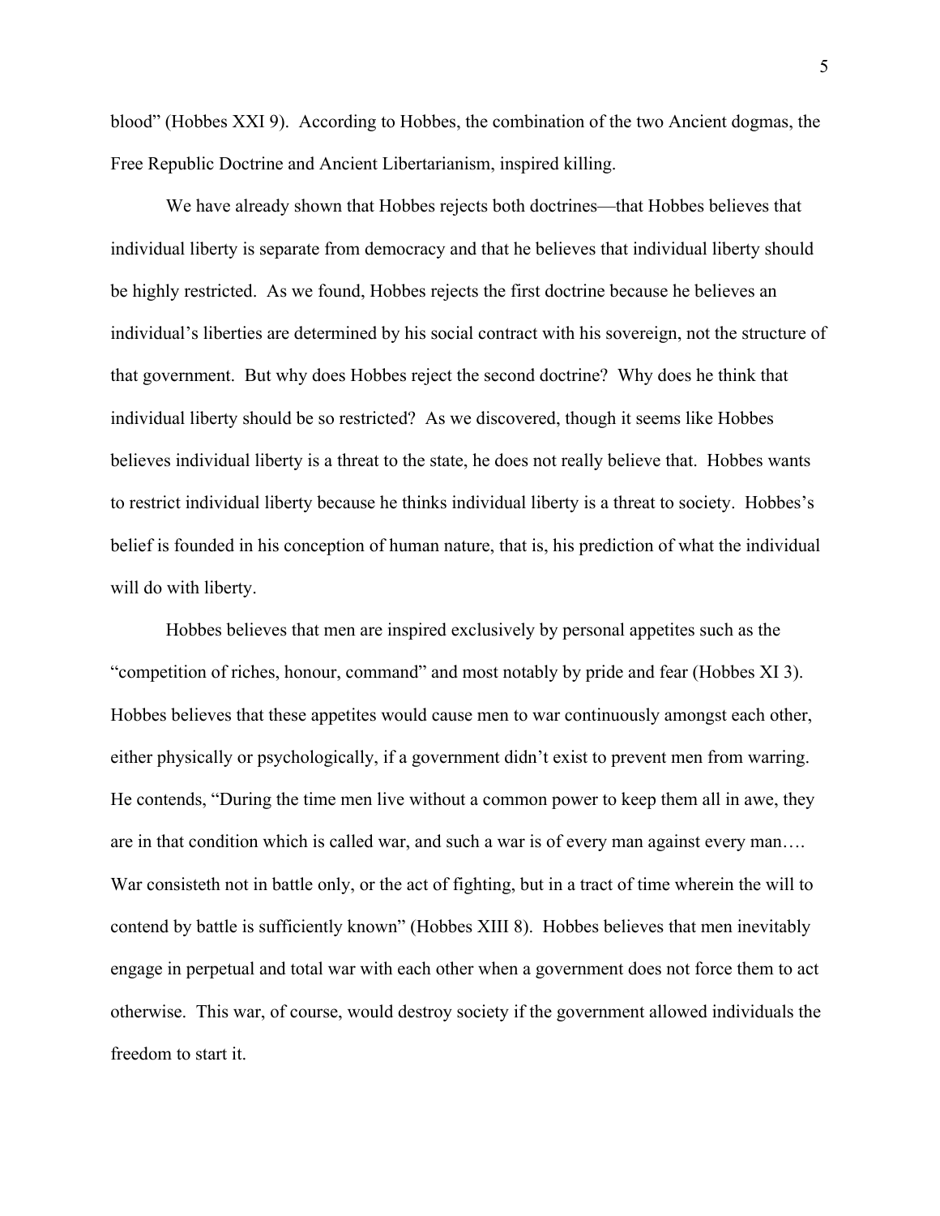blood" (Hobbes XXI 9). According to Hobbes, the combination of the two Ancient dogmas, the Free Republic Doctrine and Ancient Libertarianism, inspired killing.

We have already shown that Hobbes rejects both doctrines—that Hobbes believes that individual liberty is separate from democracy and that he believes that individual liberty should be highly restricted. As we found, Hobbes rejects the first doctrine because he believes an individual's liberties are determined by his social contract with his sovereign, not the structure of that government. But why does Hobbes reject the second doctrine? Why does he think that individual liberty should be so restricted? As we discovered, though it seems like Hobbes believes individual liberty is a threat to the state, he does not really believe that. Hobbes wants to restrict individual liberty because he thinks individual liberty is a threat to society. Hobbes's belief is founded in his conception of human nature, that is, his prediction of what the individual will do with liberty.

Hobbes believes that men are inspired exclusively by personal appetites such as the "competition of riches, honour, command" and most notably by pride and fear (Hobbes XI 3). Hobbes believes that these appetites would cause men to war continuously amongst each other, either physically or psychologically, if a government didn't exist to prevent men from warring. He contends, "During the time men live without a common power to keep them all in awe, they are in that condition which is called war, and such a war is of every man against every man…. War consisteth not in battle only, or the act of fighting, but in a tract of time wherein the will to contend by battle is sufficiently known" (Hobbes XIII 8). Hobbes believes that men inevitably engage in perpetual and total war with each other when a government does not force them to act otherwise. This war, of course, would destroy society if the government allowed individuals the freedom to start it.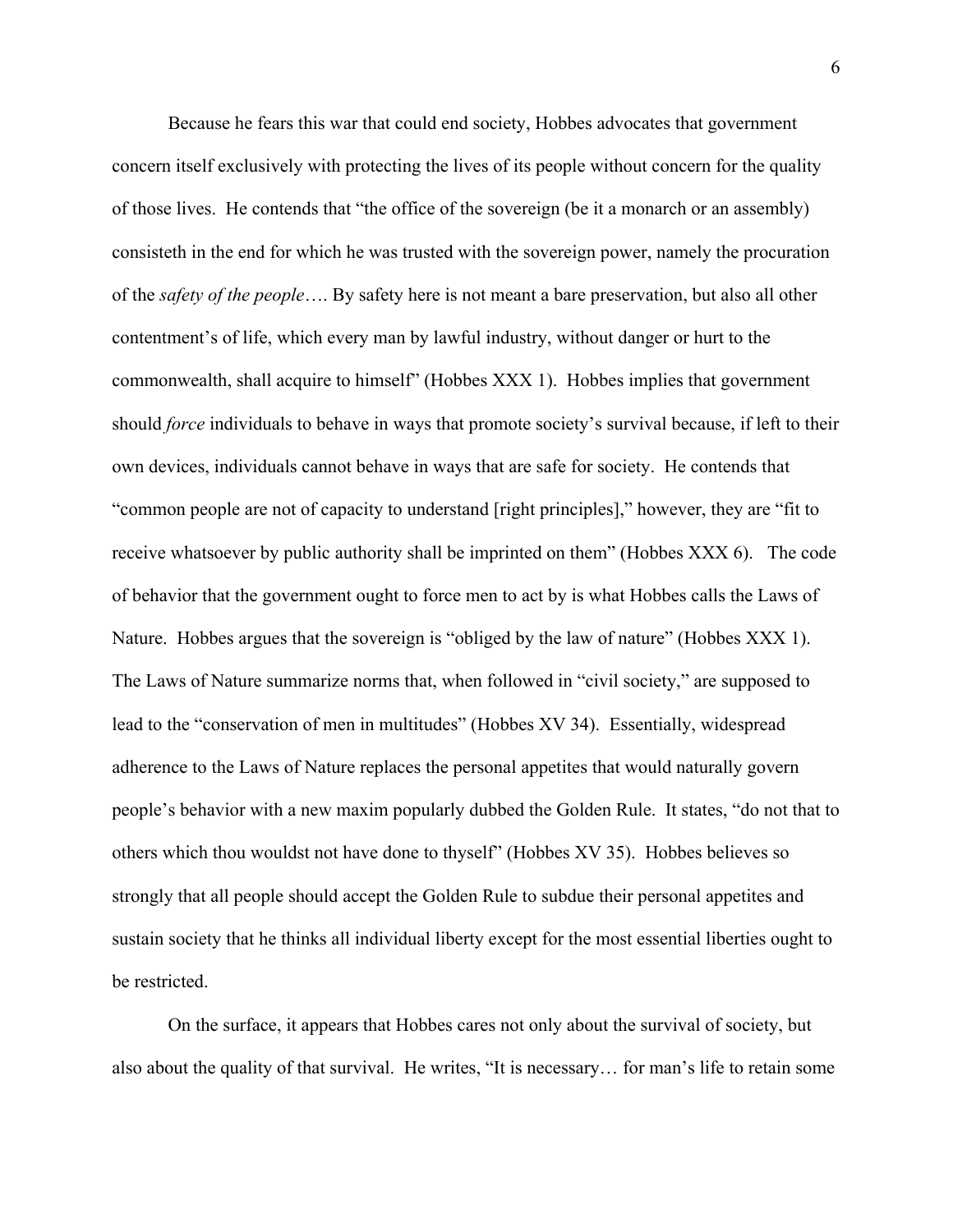Because he fears this war that could end society, Hobbes advocates that government concern itself exclusively with protecting the lives of its people without concern for the quality of those lives. He contends that "the office of the sovereign (be it a monarch or an assembly) consisteth in the end for which he was trusted with the sovereign power, namely the procuration of the *safety of the people*…. By safety here is not meant a bare preservation, but also all other contentment's of life, which every man by lawful industry, without danger or hurt to the commonwealth, shall acquire to himself" (Hobbes XXX 1). Hobbes implies that government should *force* individuals to behave in ways that promote society's survival because, if left to their own devices, individuals cannot behave in ways that are safe for society. He contends that "common people are not of capacity to understand [right principles]," however, they are "fit to receive whatsoever by public authority shall be imprinted on them" (Hobbes XXX 6). The code of behavior that the government ought to force men to act by is what Hobbes calls the Laws of Nature. Hobbes argues that the sovereign is "obliged by the law of nature" (Hobbes XXX 1). The Laws of Nature summarize norms that, when followed in "civil society," are supposed to lead to the "conservation of men in multitudes" (Hobbes XV 34). Essentially, widespread adherence to the Laws of Nature replaces the personal appetites that would naturally govern people's behavior with a new maxim popularly dubbed the Golden Rule. It states, "do not that to others which thou wouldst not have done to thyself" (Hobbes XV 35). Hobbes believes so strongly that all people should accept the Golden Rule to subdue their personal appetites and sustain society that he thinks all individual liberty except for the most essential liberties ought to be restricted.

On the surface, it appears that Hobbes cares not only about the survival of society, but also about the quality of that survival. He writes, "It is necessary… for man's life to retain some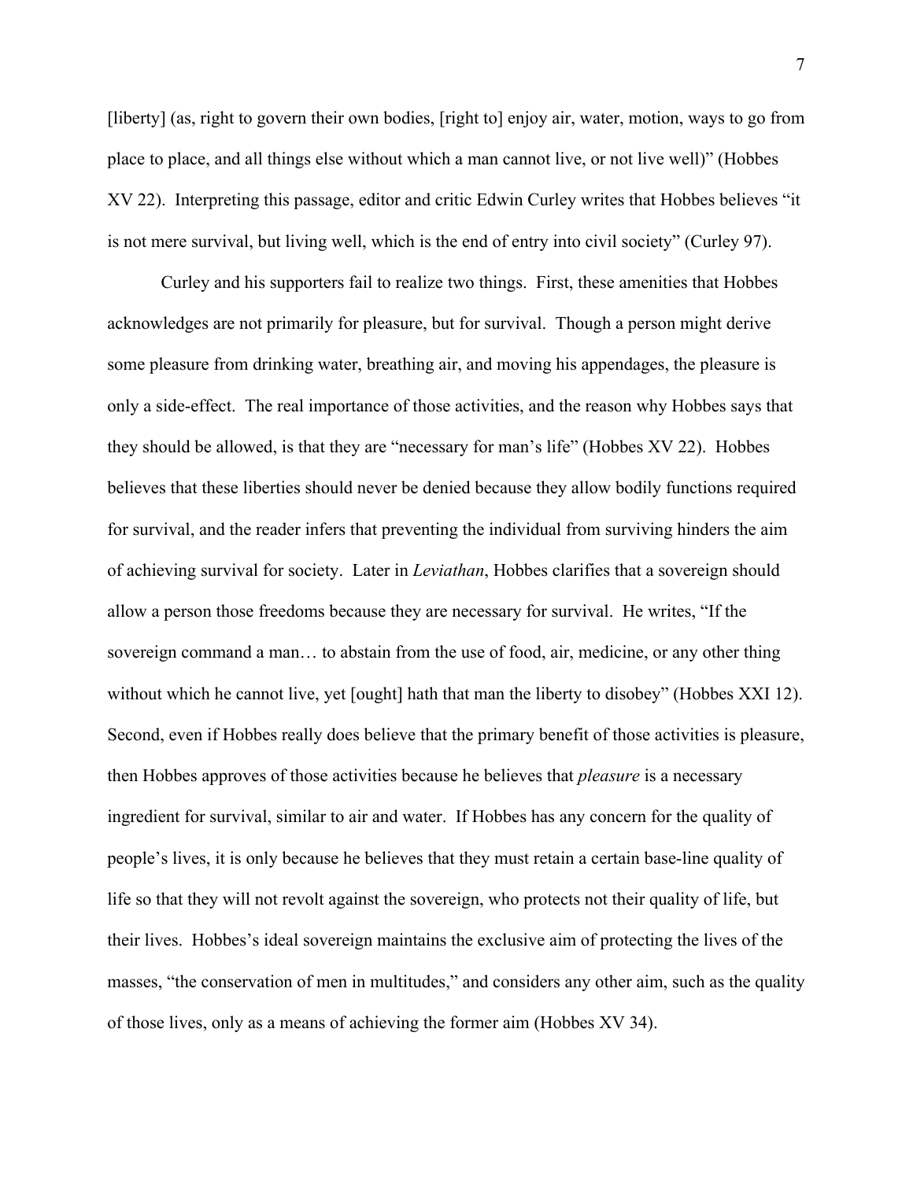[liberty] (as, right to govern their own bodies, [right to] enjoy air, water, motion, ways to go from place to place, and all things else without which a man cannot live, or not live well)" (Hobbes XV 22). Interpreting this passage, editor and critic Edwin Curley writes that Hobbes believes "it is not mere survival, but living well, which is the end of entry into civil society" (Curley 97).

Curley and his supporters fail to realize two things. First, these amenities that Hobbes acknowledges are not primarily for pleasure, but for survival. Though a person might derive some pleasure from drinking water, breathing air, and moving his appendages, the pleasure is only a side-effect. The real importance of those activities, and the reason why Hobbes says that they should be allowed, is that they are "necessary for man's life" (Hobbes XV 22). Hobbes believes that these liberties should never be denied because they allow bodily functions required for survival, and the reader infers that preventing the individual from surviving hinders the aim of achieving survival for society. Later in *Leviathan*, Hobbes clarifies that a sovereign should allow a person those freedoms because they are necessary for survival. He writes, "If the sovereign command a man… to abstain from the use of food, air, medicine, or any other thing without which he cannot live, yet [ought] hath that man the liberty to disobey" (Hobbes XXI 12). Second, even if Hobbes really does believe that the primary benefit of those activities is pleasure, then Hobbes approves of those activities because he believes that *pleasure* is a necessary ingredient for survival, similar to air and water. If Hobbes has any concern for the quality of people's lives, it is only because he believes that they must retain a certain base-line quality of life so that they will not revolt against the sovereign, who protects not their quality of life, but their lives. Hobbes's ideal sovereign maintains the exclusive aim of protecting the lives of the masses, "the conservation of men in multitudes," and considers any other aim, such as the quality of those lives, only as a means of achieving the former aim (Hobbes XV 34).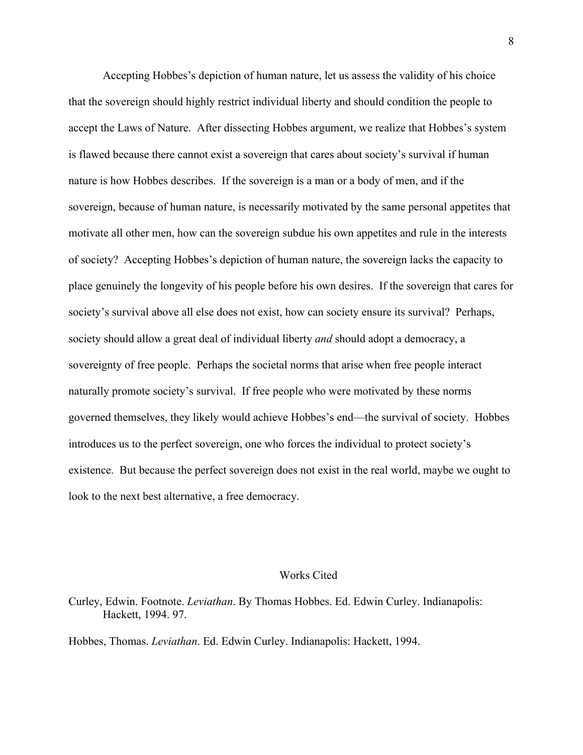Accepting Hobbes's depiction of human nature, let us assess the validity of his choice that the sovereign should highly restrict individual liberty and should condition the people to accept the Laws of Nature. After dissecting Hobbes argument, we realize that Hobbes's system is flawed because there cannot exist a sovereign that cares about society's survival if human nature is how Hobbes describes. If the sovereign is a man or a body of men, and if the sovereign, because of human nature, is necessarily motivated by the same personal appetites that motivate all other men, how can the sovereign subdue his own appetites and rule in the interests of society? Accepting Hobbes's depiction of human nature, the sovereign lacks the capacity to place genuinely the longevity of his people before his own desires. If the sovereign that cares for society's survival above all else does not exist, how can society ensure its survival? Perhaps, society should allow a great deal of individual liberty *and* should adopt a democracy, a sovereignty of free people. Perhaps the societal norms that arise when free people interact naturally promote society's survival. If free people who were motivated by these norms governed themselves, they likely would achieve Hobbes's end—the survival of society. Hobbes introduces us to the perfect sovereign, one who forces the individual to protect society's existence. But because the perfect sovereign does not exist in the real world, maybe we ought to look to the next best alternative, a free democracy.

## Works Cited

Curley, Edwin. Footnote. *Leviathan*. By Thomas Hobbes. Ed. Edwin Curley. Indianapolis: Hackett, 1994. 97.

Hobbes, Thomas. *Leviathan*. Ed. Edwin Curley. Indianapolis: Hackett, 1994.